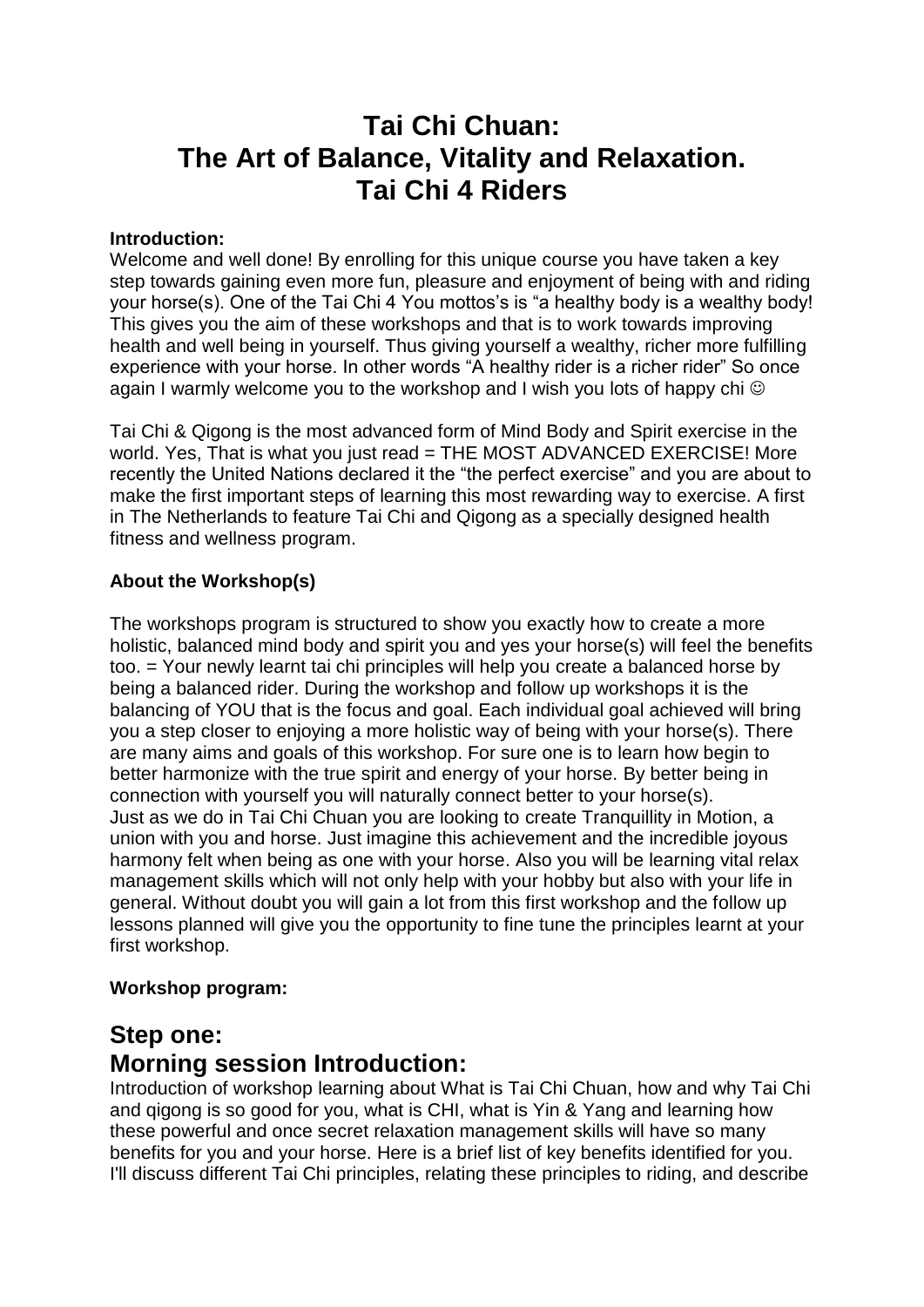# Tai Chi Chuan:
# The Art of Balance, Vitality and Relaxation.
# Tai Chi 4 Riders

**Introduction:**
Welcome and well done! By enrolling for this unique course you have taken a key step towards gaining even more fun, pleasure and enjoyment of being with and riding your horse(s). One of the Tai Chi 4 You mottos's is "a healthy body is a wealthy body! This gives you the aim of these workshops and that is to work towards improving health and well being in yourself. Thus giving yourself a wealthy, richer more fulfilling experience with your horse. In other words "A healthy rider is a richer rider" So once again I warmly welcome you to the workshop and I wish you lots of happy chi ☺

Tai Chi & Qigong is the most advanced form of Mind Body and Spirit exercise in the world. Yes, That is what you just read = THE MOST ADVANCED EXERCISE! More recently the United Nations declared it the "the perfect exercise" and you are about to make the first important steps of learning this most rewarding way to exercise. A first in The Netherlands to feature Tai Chi and Qigong as a specially designed health fitness and wellness program.

**About the Workshop(s)**

The workshops program is structured to show you exactly how to create a more holistic, balanced mind body and spirit you and yes your horse(s) will feel the benefits too. = Your newly learnt tai chi principles will help you create a balanced horse by being a balanced rider. During the workshop and follow up workshops it is the balancing of YOU that is the focus and goal. Each individual goal achieved will bring you a step closer to enjoying a more holistic way of being with your horse(s). There are many aims and goals of this workshop. For sure one is to learn how begin to better harmonize with the true spirit and energy of your horse. By better being in connection with yourself you will naturally connect better to your horse(s).
Just as we do in Tai Chi Chuan you are looking to create Tranquillity in Motion, a union with you and horse. Just imagine this achievement and the incredible joyous harmony felt when being as one with your horse. Also you will be learning vital relax management skills which will not only help with your hobby but also with your life in general. Without doubt you will gain a lot from this first workshop and the follow up lessons planned will give you the opportunity to fine tune the principles learnt at your first workshop.

**Workshop program:**

## Step one:
## Morning session Introduction:

Introduction of workshop learning about What is Tai Chi Chuan, how and why Tai Chi and qigong is so good for you, what is CHI, what is Yin & Yang and learning how these powerful and once secret relaxation management skills will have so many benefits for you and your horse. Here is a brief list of key benefits identified for you. I'll discuss different Tai Chi principles, relating these principles to riding, and describe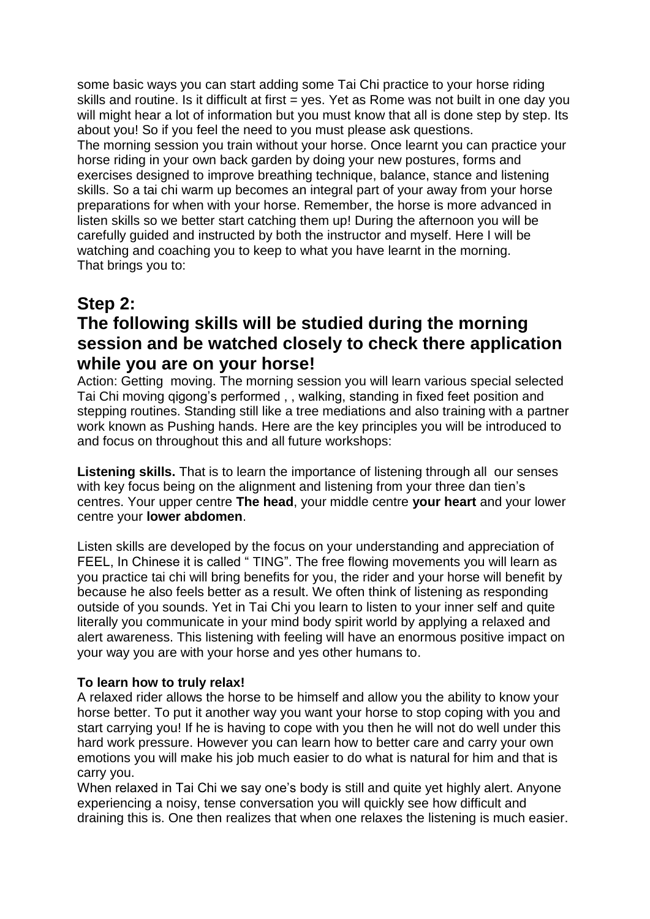some basic ways you can start adding some Tai Chi practice to your horse riding skills and routine. Is it difficult at first = yes. Yet as Rome was not built in one day you will might hear a lot of information but you must know that all is done step by step. Its about you! So if you feel the need to you must please ask questions.
The morning session you train without your horse. Once learnt you can practice your horse riding in your own back garden by doing your new postures, forms and exercises designed to improve breathing technique, balance, stance and listening skills. So a tai chi warm up becomes an integral part of your away from your horse preparations for when with your horse. Remember, the horse is more advanced in listen skills so we better start catching them up! During the afternoon you will be carefully guided and instructed by both the instructor and myself. Here I will be watching and coaching you to keep to what you have learnt in the morning.
That brings you to:

## Step 2:
## The following skills will be studied during the morning session and be watched closely to check there application while you are on your horse!

Action: Getting moving. The morning session you will learn various special selected Tai Chi moving qigong's performed , , walking, standing in fixed feet position and stepping routines. Standing still like a tree mediations and also training with a partner work known as Pushing hands. Here are the key principles you will be introduced to and focus on throughout this and all future workshops:

**Listening skills.** That is to learn the importance of listening through all our senses with key focus being on the alignment and listening from your three dan tien's centres. Your upper centre **The head**, your middle centre **your heart** and your lower centre your **lower abdomen**.

Listen skills are developed by the focus on your understanding and appreciation of FEEL, In Chinese it is called " TING". The free flowing movements you will learn as you practice tai chi will bring benefits for you, the rider and your horse will benefit by because he also feels better as a result. We often think of listening as responding outside of you sounds. Yet in Tai Chi you learn to listen to your inner self and quite literally you communicate in your mind body spirit world by applying a relaxed and alert awareness. This listening with feeling will have an enormous positive impact on your way you are with your horse and yes other humans to.

**To learn how to truly relax!**

A relaxed rider allows the horse to be himself and allow you the ability to know your horse better. To put it another way you want your horse to stop coping with you and start carrying you! If he is having to cope with you then he will not do well under this hard work pressure. However you can learn how to better care and carry your own emotions you will make his job much easier to do what is natural for him and that is carry you.
When relaxed in Tai Chi we say one's body is still and quite yet highly alert. Anyone experiencing a noisy, tense conversation you will quickly see how difficult and draining this is. One then realizes that when one relaxes the listening is much easier.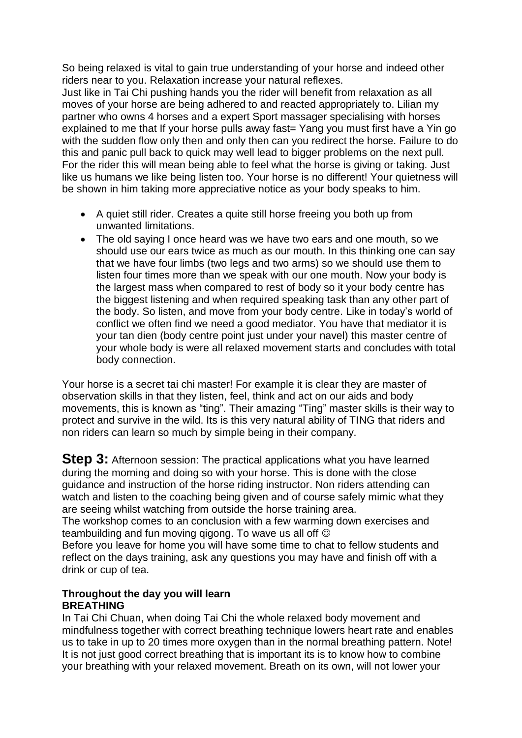So being relaxed is vital to gain true understanding of your horse and indeed other riders near to you. Relaxation increase your natural reflexes.
Just like in Tai Chi pushing hands you the rider will benefit from relaxation as all moves of your horse are being adhered to and reacted appropriately to. Lilian my partner who owns 4 horses and a expert Sport massager specialising with horses explained to me that If your horse pulls away fast= Yang you must first have a Yin go with the sudden flow only then and only then can you redirect the horse. Failure to do this and panic pull back to quick may well lead to bigger problems on the next pull. For the rider this will mean being able to feel what the horse is giving or taking. Just like us humans we like being listen too. Your horse is no different! Your quietness will be shown in him taking more appreciative notice as your body speaks to him.

- A quiet still rider. Creates a quite still horse freeing you both up from unwanted limitations.
- The old saying I once heard was we have two ears and one mouth, so we should use our ears twice as much as our mouth. In this thinking one can say that we have four limbs (two legs and two arms) so we should use them to listen four times more than we speak with our one mouth. Now your body is the largest mass when compared to rest of body so it your body centre has the biggest listening and when required speaking task than any other part of the body. So listen, and move from your body centre. Like in today's world of conflict we often find we need a good mediator. You have that mediator it is your tan dien (body centre point just under your navel) this master centre of your whole body is were all relaxed movement starts and concludes with total body connection.

Your horse is a secret tai chi master! For example it is clear they are master of observation skills in that they listen, feel, think and act on our aids and body movements, this is known as "ting". Their amazing "Ting" master skills is their way to protect and survive in the wild. Its is this very natural ability of TING that riders and non riders can learn so much by simple being in their company.

**Step 3:** Afternoon session: The practical applications what you have learned during the morning and doing so with your horse. This is done with the close guidance and instruction of the horse riding instructor. Non riders attending can watch and listen to the coaching being given and of course safely mimic what they are seeing whilst watching from outside the horse training area.
The workshop comes to an conclusion with a few warming down exercises and teambuilding and fun moving qigong. To wave us all off ☺
Before you leave for home you will have some time to chat to fellow students and reflect on the days training, ask any questions you may have and finish off with a drink or cup of tea.

**Throughout the day you will learn**
**BREATHING**

In Tai Chi Chuan, when doing Tai Chi the whole relaxed body movement and mindfulness together with correct breathing technique lowers heart rate and enables us to take in up to 20 times more oxygen than in the normal breathing pattern. Note! It is not just good correct breathing that is important its is to know how to combine your breathing with your relaxed movement. Breath on its own, will not lower your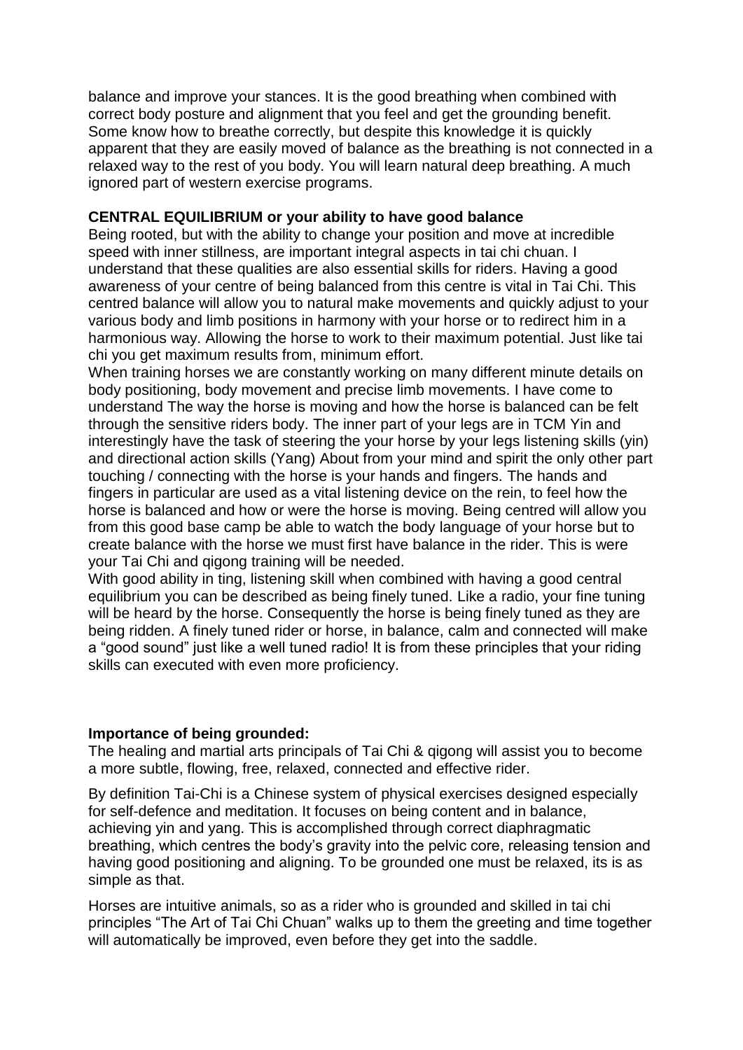balance and improve your stances. It is the good breathing when combined with correct body posture and alignment that you feel and get the grounding benefit. Some know how to breathe correctly, but despite this knowledge it is quickly apparent that they are easily moved of balance as the breathing is not connected in a relaxed way to the rest of you body. You will learn natural deep breathing. A much ignored part of western exercise programs.

**CENTRAL EQUILIBRIUM or your ability to have good balance**

Being rooted, but with the ability to change your position and move at incredible speed with inner stillness, are important integral aspects in tai chi chuan. I understand that these qualities are also essential skills for riders. Having a good awareness of your centre of being balanced from this centre is vital in Tai Chi. This centred balance will allow you to natural make movements and quickly adjust to your various body and limb positions in harmony with your horse or to redirect him in a harmonious way. Allowing the horse to work to their maximum potential. Just like tai chi you get maximum results from, minimum effort.

When training horses we are constantly working on many different minute details on body positioning, body movement and precise limb movements. I have come to understand The way the horse is moving and how the horse is balanced can be felt through the sensitive riders body. The inner part of your legs are in TCM Yin and interestingly have the task of steering the your horse by your legs listening skills (yin) and directional action skills (Yang) About from your mind and spirit the only other part touching / connecting with the horse is your hands and fingers. The hands and fingers in particular are used as a vital listening device on the rein, to feel how the horse is balanced and how or were the horse is moving. Being centred will allow you from this good base camp be able to watch the body language of your horse but to create balance with the horse we must first have balance in the rider. This is were your Tai Chi and qigong training will be needed.

With good ability in ting, listening skill when combined with having a good central equilibrium you can be described as being finely tuned. Like a radio, your fine tuning will be heard by the horse. Consequently the horse is being finely tuned as they are being ridden. A finely tuned rider or horse, in balance, calm and connected will make a "good sound" just like a well tuned radio! It is from these principles that your riding skills can executed with even more proficiency.

**Importance of being grounded:**

The healing and martial arts principals of Tai Chi & qigong will assist you to become a more subtle, flowing, free, relaxed, connected and effective rider.

By definition Tai-Chi is a Chinese system of physical exercises designed especially for self-defence and meditation. It focuses on being content and in balance, achieving yin and yang. This is accomplished through correct diaphragmatic breathing, which centres the body's gravity into the pelvic core, releasing tension and having good positioning and aligning. To be grounded one must be relaxed, its is as simple as that.

Horses are intuitive animals, so as a rider who is grounded and skilled in tai chi principles "The Art of Tai Chi Chuan" walks up to them the greeting and time together will automatically be improved, even before they get into the saddle.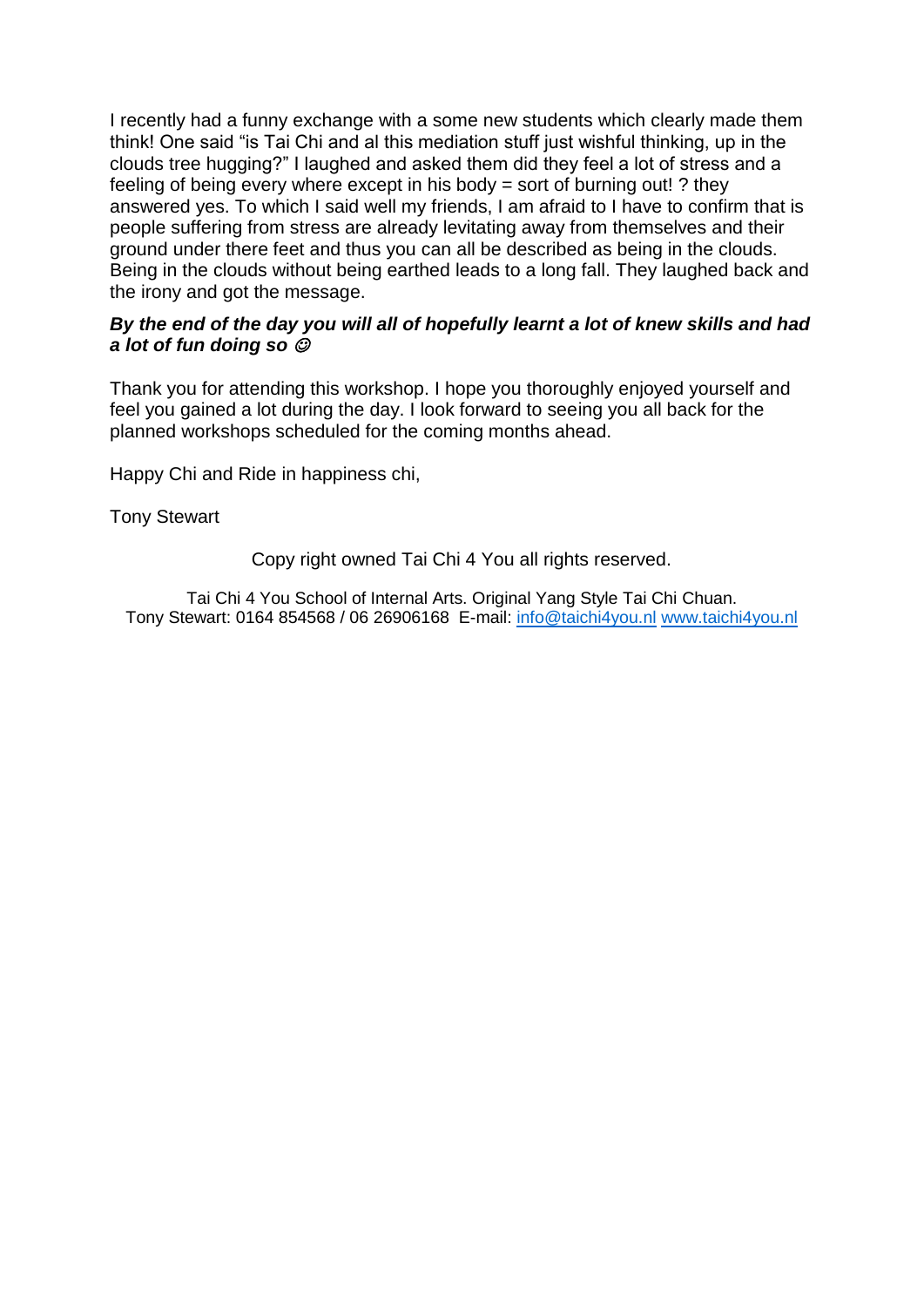I recently had a funny exchange with a some new students which clearly made them think! One said "is Tai Chi and al this mediation stuff just wishful thinking, up in the clouds tree hugging?" I laughed and asked them did they feel a lot of stress and a feeling of being every where except in his body = sort of burning out! ? they answered yes. To which I said well my friends, I am afraid to I have to confirm that is people suffering from stress are already levitating away from themselves and their ground under there feet and thus you can all be described as being in the clouds. Being in the clouds without being earthed leads to a long fall. They laughed back and the irony and got the message.

***By the end of the day you will all of hopefully learnt a lot of knew skills and had a lot of fun doing so ☺***

Thank you for attending this workshop. I hope you thoroughly enjoyed yourself and feel you gained a lot during the day. I look forward to seeing you all back for the planned workshops scheduled for the coming months ahead.

Happy Chi and Ride in happiness chi,

Tony Stewart

Copy right owned Tai Chi 4 You all rights reserved.

Tai Chi 4 You School of Internal Arts. Original Yang Style Tai Chi Chuan.
Tony Stewart: 0164 854568 / 06 26906168 E-mail: info@taichi4you.nl www.taichi4you.nl